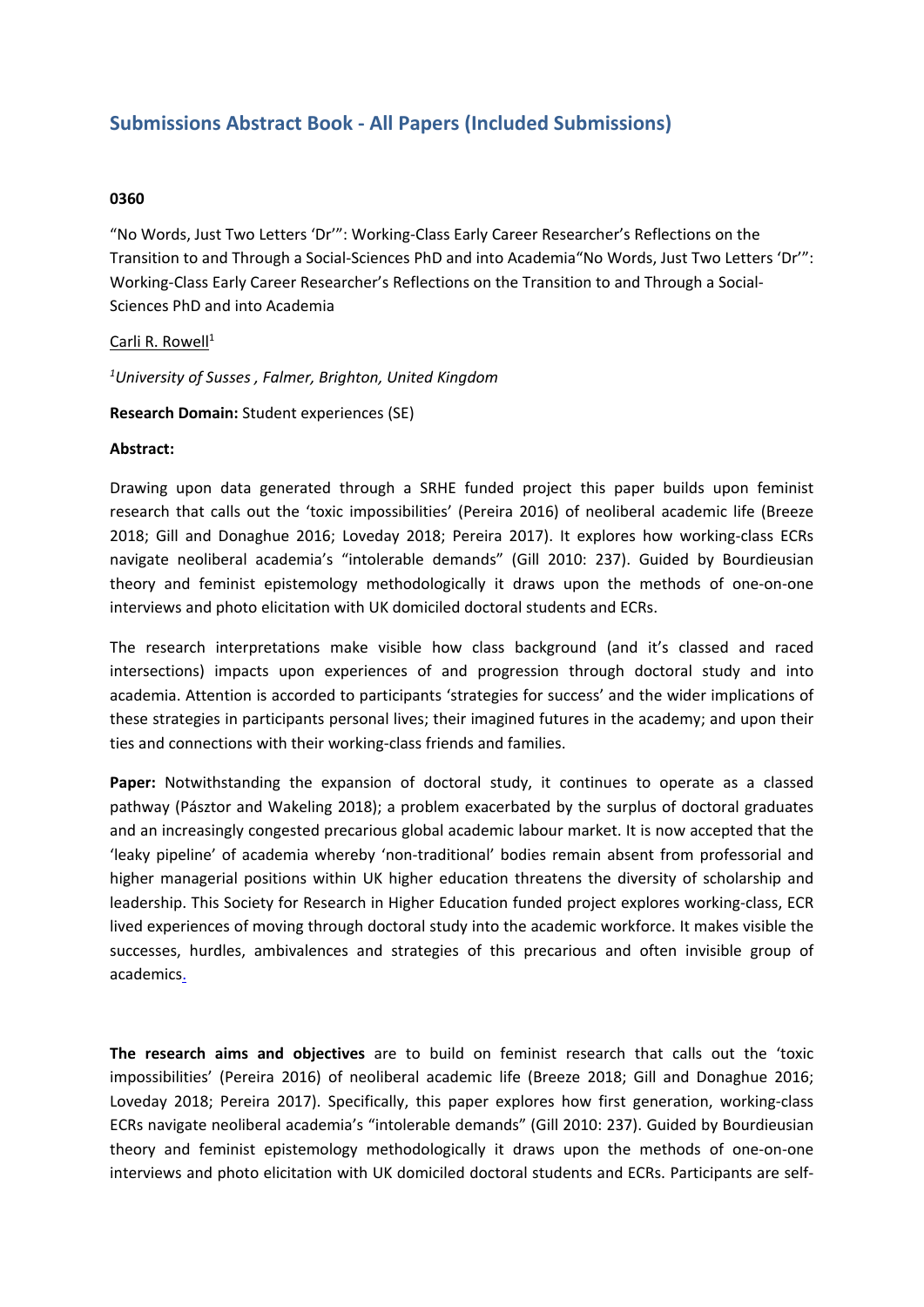## Submissions Abstract Book - All Papers (Included Submissions)

**0360**

"No Words, Just Two Letters 'Dr'": Working-Class Early Career Researcher's Reflections on the Transition to and Through a Social-Sciences PhD and into Academia"No Words, Just Two Letters 'Dr'": Working-Class Early Career Researcher's Reflections on the Transition to and Through a Social-Sciences PhD and into Academia

Carli R. Rowell[1]

[1]*University of Susses , Falmer, Brighton, United Kingdom*

**Research Domain:** Student experiences (SE)

**Abstract:**

Drawing upon data generated through a SRHE funded project this paper builds upon feminist research that calls out the 'toxic impossibilities' (Pereira 2016) of neoliberal academic life (Breeze 2018; Gill and Donaghue 2016; Loveday 2018; Pereira 2017). It explores how working-class ECRs navigate neoliberal academia's "intolerable demands" (Gill 2010: 237). Guided by Bourdieusian theory and feminist epistemology methodologically it draws upon the methods of one-on-one interviews and photo elicitation with UK domiciled doctoral students and ECRs.

The research interpretations make visible how class background (and it's classed and raced intersections) impacts upon experiences of and progression through doctoral study and into academia. Attention is accorded to participants 'strategies for success' and the wider implications of these strategies in participants personal lives; their imagined futures in the academy; and upon their ties and connections with their working-class friends and families.

**Paper:** Notwithstanding the expansion of doctoral study, it continues to operate as a classed pathway (Pásztor and Wakeling 2018); a problem exacerbated by the surplus of doctoral graduates and an increasingly congested precarious global academic labour market. It is now accepted that the 'leaky pipeline' of academia whereby 'non-traditional' bodies remain absent from professorial and higher managerial positions within UK higher education threatens the diversity of scholarship and leadership. This Society for Research in Higher Education funded project explores working-class, ECR lived experiences of moving through doctoral study into the academic workforce. It makes visible the successes, hurdles, ambivalences and strategies of this precarious and often invisible group of academics.

**The research aims and objectives** are to build on feminist research that calls out the 'toxic impossibilities' (Pereira 2016) of neoliberal academic life (Breeze 2018; Gill and Donaghue 2016; Loveday 2018; Pereira 2017). Specifically, this paper explores how first generation, working-class ECRs navigate neoliberal academia's "intolerable demands" (Gill 2010: 237). Guided by Bourdieusian theory and feminist epistemology methodologically it draws upon the methods of one-on-one interviews and photo elicitation with UK domiciled doctoral students and ECRs. Participants are self-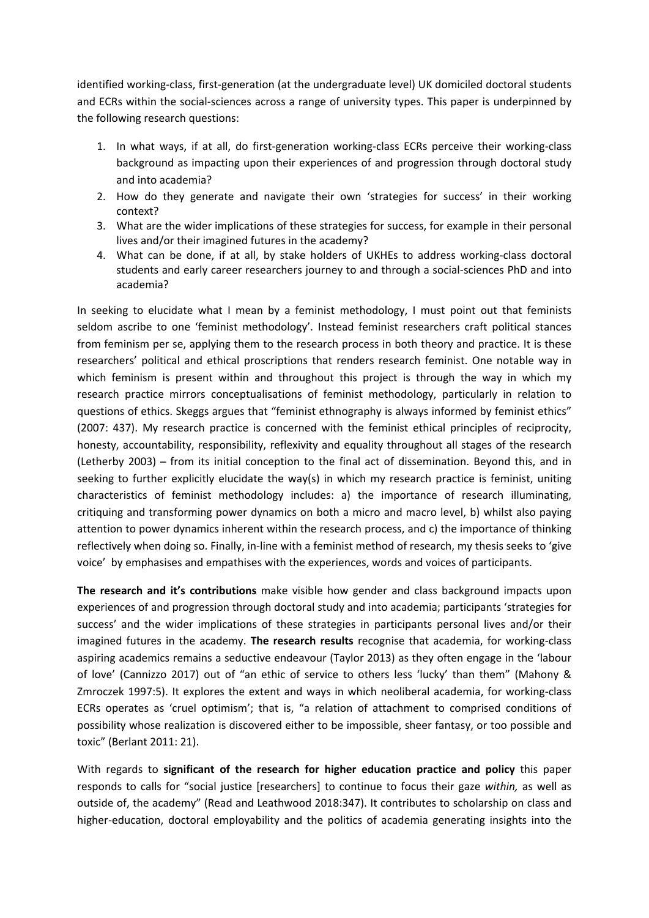identified working-class, first-generation (at the undergraduate level) UK domiciled doctoral students and ECRs within the social-sciences across a range of university types. This paper is underpinned by the following research questions:

1. In what ways, if at all, do first-generation working-class ECRs perceive their working-class background as impacting upon their experiences of and progression through doctoral study and into academia?
2. How do they generate and navigate their own 'strategies for success' in their working context?
3. What are the wider implications of these strategies for success, for example in their personal lives and/or their imagined futures in the academy?
4. What can be done, if at all, by stake holders of UKHEs to address working-class doctoral students and early career researchers journey to and through a social-sciences PhD and into academia?

In seeking to elucidate what I mean by a feminist methodology, I must point out that feminists seldom ascribe to one 'feminist methodology'. Instead feminist researchers craft political stances from feminism per se, applying them to the research process in both theory and practice. It is these researchers' political and ethical proscriptions that renders research feminist. One notable way in which feminism is present within and throughout this project is through the way in which my research practice mirrors conceptualisations of feminist methodology, particularly in relation to questions of ethics. Skeggs argues that "feminist ethnography is always informed by feminist ethics" (2007: 437). My research practice is concerned with the feminist ethical principles of reciprocity, honesty, accountability, responsibility, reflexivity and equality throughout all stages of the research (Letherby 2003) – from its initial conception to the final act of dissemination. Beyond this, and in seeking to further explicitly elucidate the way(s) in which my research practice is feminist, uniting characteristics of feminist methodology includes: a) the importance of research illuminating, critiquing and transforming power dynamics on both a micro and macro level, b) whilst also paying attention to power dynamics inherent within the research process, and c) the importance of thinking reflectively when doing so. Finally, in-line with a feminist method of research, my thesis seeks to 'give voice' by emphasises and empathises with the experiences, words and voices of participants.

**The research and it's contributions** make visible how gender and class background impacts upon experiences of and progression through doctoral study and into academia; participants 'strategies for success' and the wider implications of these strategies in participants personal lives and/or their imagined futures in the academy. **The research results** recognise that academia, for working-class aspiring academics remains a seductive endeavour (Taylor 2013) as they often engage in the 'labour of love' (Cannizzo 2017) out of "an ethic of service to others less 'lucky' than them" (Mahony & Zmroczek 1997:5). It explores the extent and ways in which neoliberal academia, for working-class ECRs operates as 'cruel optimism'; that is, "a relation of attachment to comprised conditions of possibility whose realization is discovered either to be impossible, sheer fantasy, or too possible and toxic" (Berlant 2011: 21).

With regards to **significant of the research for higher education practice and policy** this paper responds to calls for "social justice [researchers] to continue to focus their gaze *within,* as well as outside of, the academy" (Read and Leathwood 2018:347). It contributes to scholarship on class and higher-education, doctoral employability and the politics of academia generating insights into the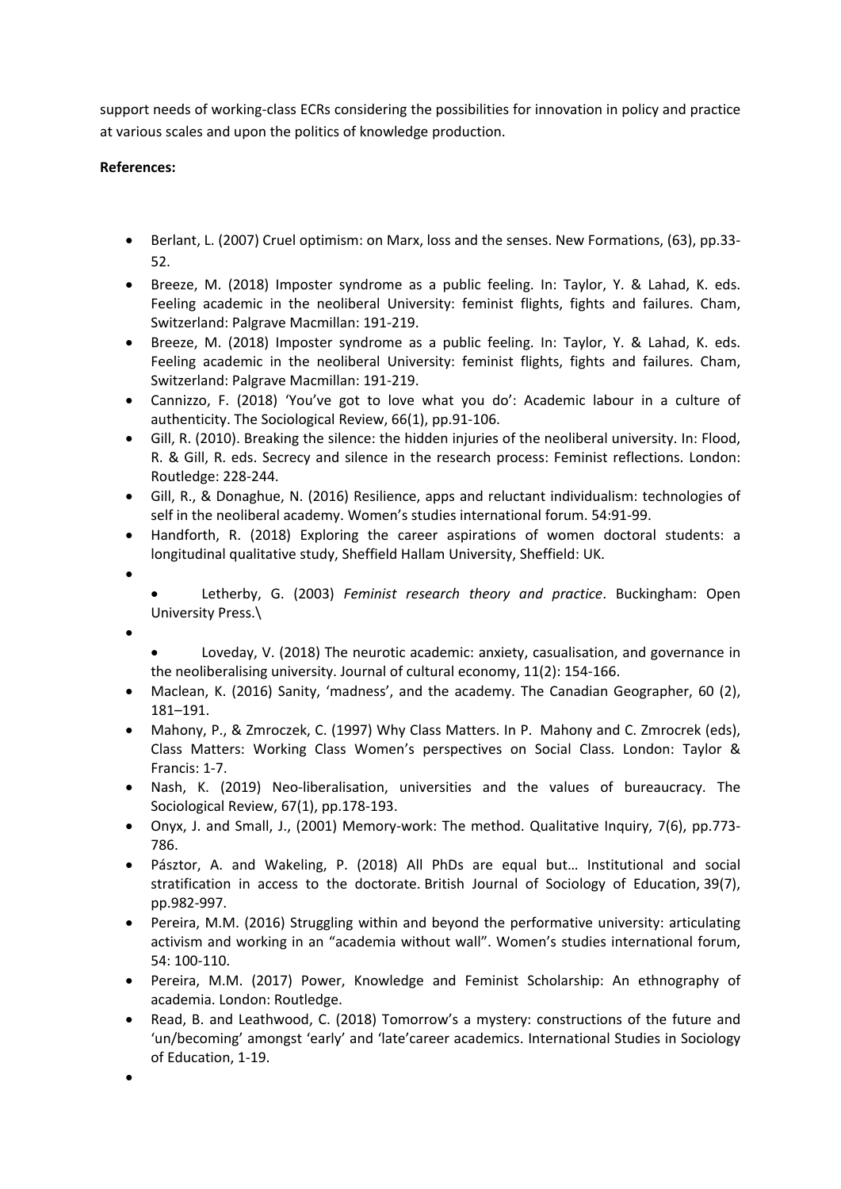support needs of working-class ECRs considering the possibilities for innovation in policy and practice at various scales and upon the politics of knowledge production.

**References:**

- Berlant, L. (2007) Cruel optimism: on Marx, loss and the senses. New Formations, (63), pp.33-52.
- Breeze, M. (2018) Imposter syndrome as a public feeling. In: Taylor, Y. & Lahad, K. eds. Feeling academic in the neoliberal University: feminist flights, fights and failures. Cham, Switzerland: Palgrave Macmillan: 191-219.
- Breeze, M. (2018) Imposter syndrome as a public feeling. In: Taylor, Y. & Lahad, K. eds. Feeling academic in the neoliberal University: feminist flights, fights and failures. Cham, Switzerland: Palgrave Macmillan: 191-219.
- Cannizzo, F. (2018) 'You've got to love what you do': Academic labour in a culture of authenticity. The Sociological Review, 66(1), pp.91-106.
- Gill, R. (2010). Breaking the silence: the hidden injuries of the neoliberal university. In: Flood, R. & Gill, R. eds. Secrecy and silence in the research process: Feminist reflections. London: Routledge: 228-244.
- Gill, R., & Donaghue, N. (2016) Resilience, apps and reluctant individualism: technologies of self in the neoliberal academy. Women's studies international forum. 54:91-99.
- Handforth, R. (2018) Exploring the career aspirations of women doctoral students: a longitudinal qualitative study, Sheffield Hallam University, Sheffield: UK.
- 
    - Letherby, G. (2003) *Feminist research theory and practice*. Buckingham: Open University Press.\
- 
    - Loveday, V. (2018) The neurotic academic: anxiety, casualisation, and governance in the neoliberalising university. Journal of cultural economy, 11(2): 154-166.
- Maclean, K. (2016) Sanity, 'madness', and the academy. The Canadian Geographer, 60 (2), 181–191.
- Mahony, P., & Zmroczek, C. (1997) Why Class Matters. In P. Mahony and C. Zmrocrek (eds), Class Matters: Working Class Women's perspectives on Social Class. London: Taylor & Francis: 1-7.
- Nash, K. (2019) Neo-liberalisation, universities and the values of bureaucracy. The Sociological Review, 67(1), pp.178-193.
- Onyx, J. and Small, J., (2001) Memory-work: The method. Qualitative Inquiry, 7(6), pp.773-786.
- Pásztor, A. and Wakeling, P. (2018) All PhDs are equal but… Institutional and social stratification in access to the doctorate. British Journal of Sociology of Education, 39(7), pp.982-997.
- Pereira, M.M. (2016) Struggling within and beyond the performative university: articulating activism and working in an "academia without wall". Women's studies international forum, 54: 100-110.
- Pereira, M.M. (2017) Power, Knowledge and Feminist Scholarship: An ethnography of academia. London: Routledge.
- Read, B. and Leathwood, C. (2018) Tomorrow's a mystery: constructions of the future and 'un/becoming' amongst 'early' and 'late'career academics. International Studies in Sociology of Education, 1-19.
-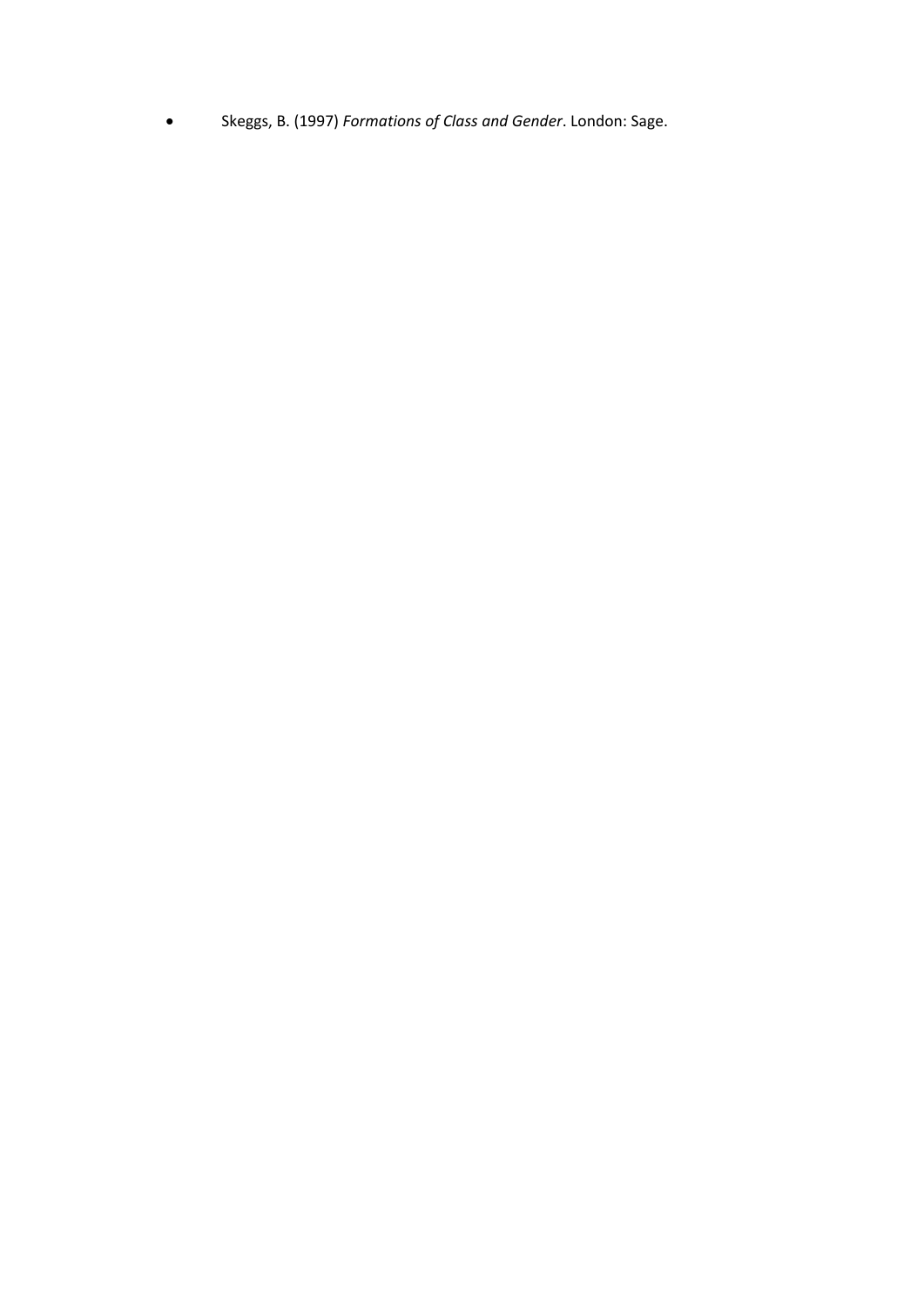- Skeggs, B. (1997) *Formations of Class and Gender*. London: Sage.